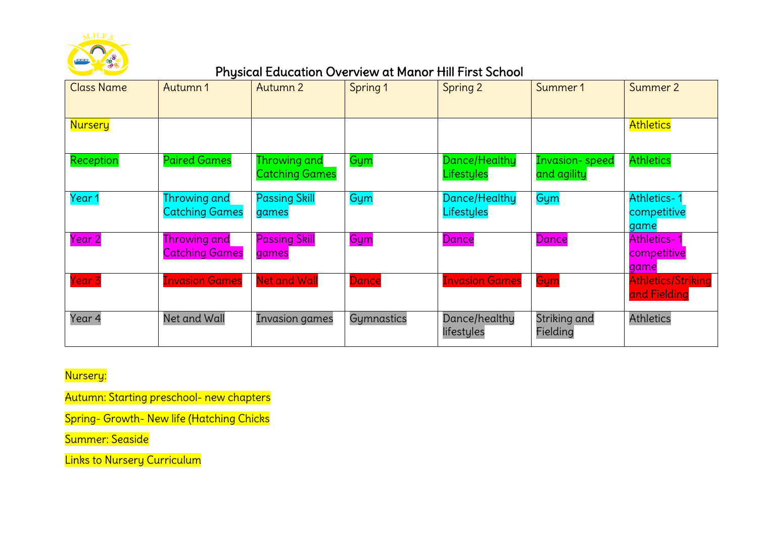# Physical Education Overview at Manor Hill First School

| Class Name | Autumn 1 | Autumn 2 | Spring 1 | Spring 2 | Summer 1 | Summer 2 |
|---|---|---|---|---|---|---|
| Nursery | | | | | | Athletics |
| Reception | Paired Games | Throwing and Catching Games | Gym | Dance/Healthy Lifestyles | Invasion- speed and agility | Athletics |
| Year 1 | Throwing and Catching Games | Passing Skill games | Gym | Dance/Healthy Lifestyles | Gym | Athletics- 1 competitive game |
| Year 2 | Throwing and Catching Games | Passing Skill games | Gym | Dance | Dance | Athletics- 1 competitive game |
| Year 3 | Invasion Games | Net and Wall | Dance | Invasion Games | Gym | Athletics/Striking and Fielding |
| Year 4 | Net and Wall | Invasion games | Gymnastics | Dance/healthy lifestyles | Striking and Fielding | Athletics |

Nursery:

Autumn: Starting preschool- new chapters

Spring- Growth- New life (Hatching Chicks

Summer: Seaside

Links to Nursery Curriculum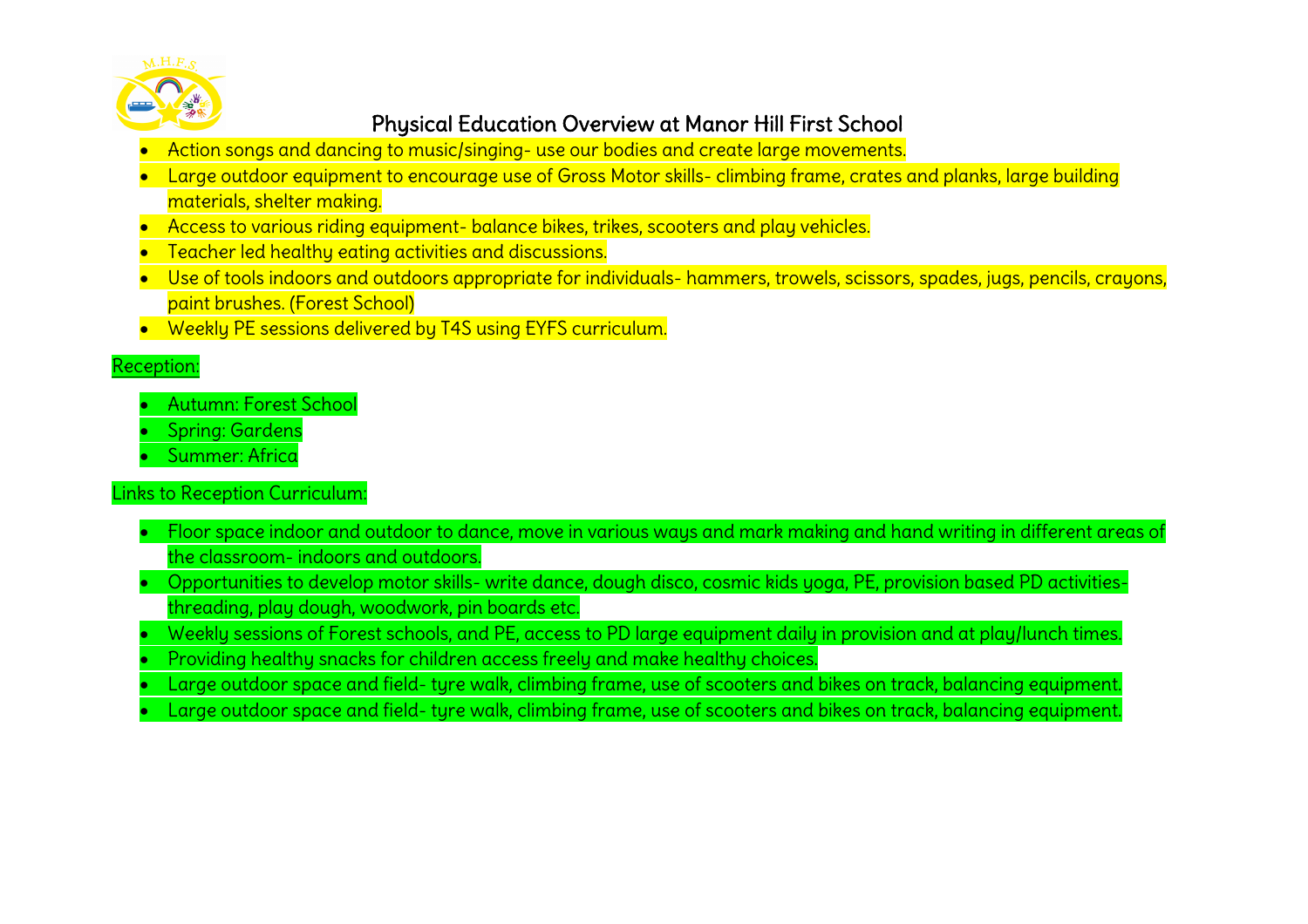# Physical Education Overview at Manor Hill First School

- Action songs and dancing to music/singing- use our bodies and create large movements.
- Large outdoor equipment to encourage use of Gross Motor skills- climbing frame, crates and planks, large building materials, shelter making.
- Access to various riding equipment- balance bikes, trikes, scooters and play vehicles.
- Teacher led healthy eating activities and discussions.
- Use of tools indoors and outdoors appropriate for individuals- hammers, trowels, scissors, spades, jugs, pencils, crayons, paint brushes. (Forest School)
- Weekly PE sessions delivered by T4S using EYFS curriculum.

Reception:

- Autumn: Forest School
- Spring: Gardens
- Summer: Africa

Links to Reception Curriculum:

- Floor space indoor and outdoor to dance, move in various ways and mark making and hand writing in different areas of the classroom- indoors and outdoors.
- Opportunities to develop motor skills- write dance, dough disco, cosmic kids yoga, PE, provision based PD activities- threading, play dough, woodwork, pin boards etc.
- Weekly sessions of Forest schools, and PE, access to PD large equipment daily in provision and at play/lunch times.
- Providing healthy snacks for children access freely and make healthy choices.
- Large outdoor space and field- tyre walk, climbing frame, use of scooters and bikes on track, balancing equipment.
- Large outdoor space and field- tyre walk, climbing frame, use of scooters and bikes on track, balancing equipment.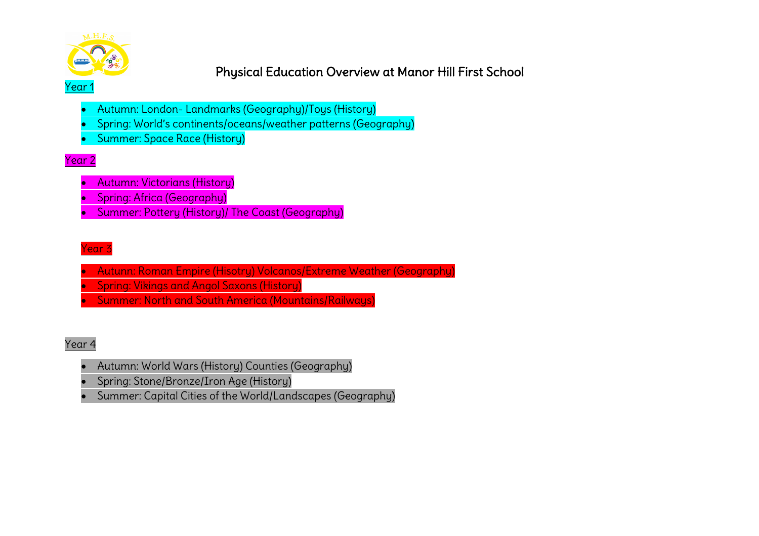# Physical Education Overview at Manor Hill First School

Year 1

- Autumn: London- Landmarks (Geography)/Toys (History)
- Spring: World's continents/oceans/weather patterns (Geography)
- Summer: Space Race (History)

Year 2

- Autumn: Victorians (History)
- Spring: Africa (Geography)
- Summer: Pottery (History)/ The Coast (Geography)

Year 3

- Autunn: Roman Empire (Hisotry) Volcanos/Extreme Weather (Geography)
- Spring: Vikings and Angol Saxons (History)
- Summer: North and South America (Mountains/Railways)

Year 4

- Autumn: World Wars (History) Counties (Geography)
- Spring: Stone/Bronze/Iron Age (History)
- Summer: Capital Cities of the World/Landscapes (Geography)